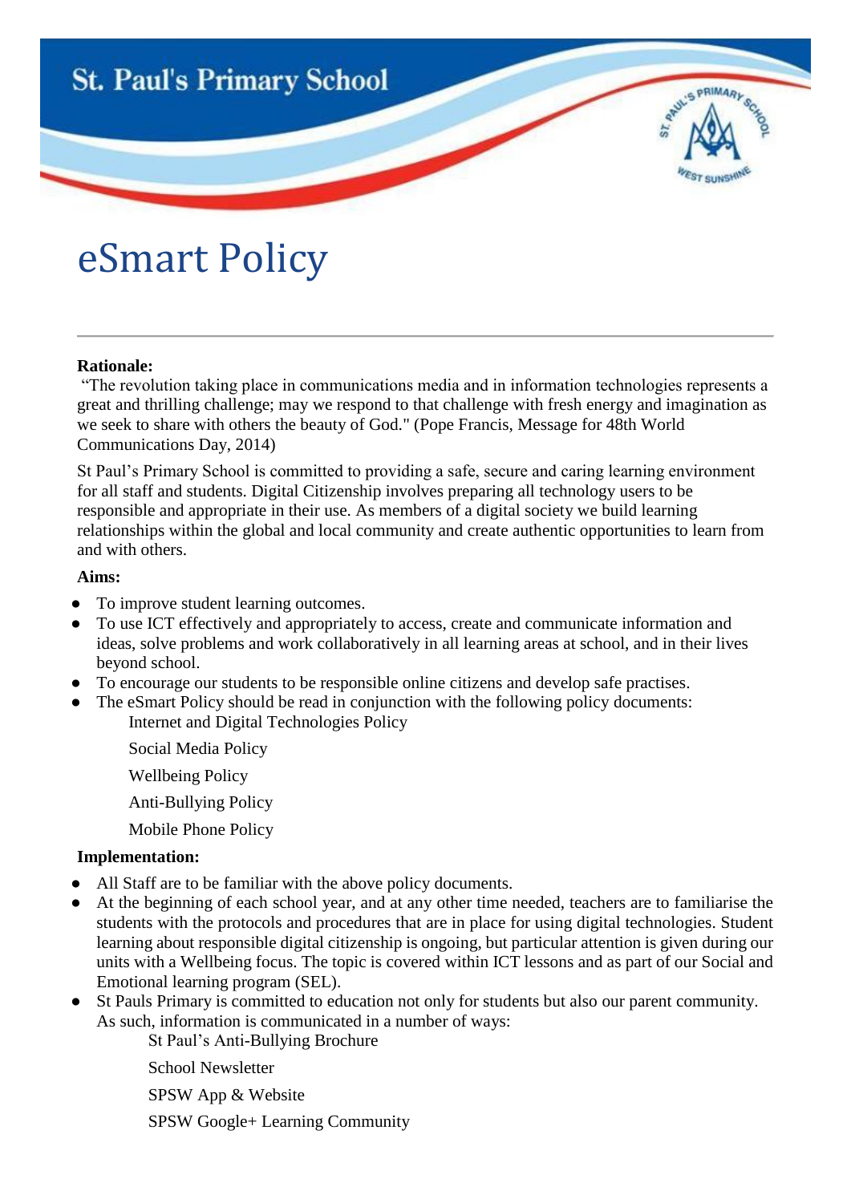# St. Paul's Primary School

# eSmart Policy

---

**Rationale:**

"The revolution taking place in communications media and in information technologies represents a great and thrilling challenge; may we respond to that challenge with fresh energy and imagination as we seek to share with others the beauty of God." (Pope Francis, Message for 48th World Communications Day, 2014)

St Paul's Primary School is committed to providing a safe, secure and caring learning environment for all staff and students. Digital Citizenship involves preparing all technology users to be responsible and appropriate in their use. As members of a digital society we build learning relationships within the global and local community and create authentic opportunities to learn from and with others.

**Aims:**

- To improve student learning outcomes.
- To use ICT effectively and appropriately to access, create and communicate information and ideas, solve problems and work collaboratively in all learning areas at school, and in their lives beyond school.
- To encourage our students to be responsible online citizens and develop safe practises.
- The eSmart Policy should be read in conjunction with the following policy documents:
  - Internet and Digital Technologies Policy
  - Social Media Policy
  - Wellbeing Policy
  - Anti-Bullying Policy
  - Mobile Phone Policy

**Implementation:**

- All Staff are to be familiar with the above policy documents.
- At the beginning of each school year, and at any other time needed, teachers are to familiarise the students with the protocols and procedures that are in place for using digital technologies. Student learning about responsible digital citizenship is ongoing, but particular attention is given during our units with a Wellbeing focus. The topic is covered within ICT lessons and as part of our Social and Emotional learning program (SEL).
- St Pauls Primary is committed to education not only for students but also our parent community. As such, information is communicated in a number of ways:
  - St Paul's Anti-Bullying Brochure
  - School Newsletter
  - SPSW App & Website
  - SPSW Google+ Learning Community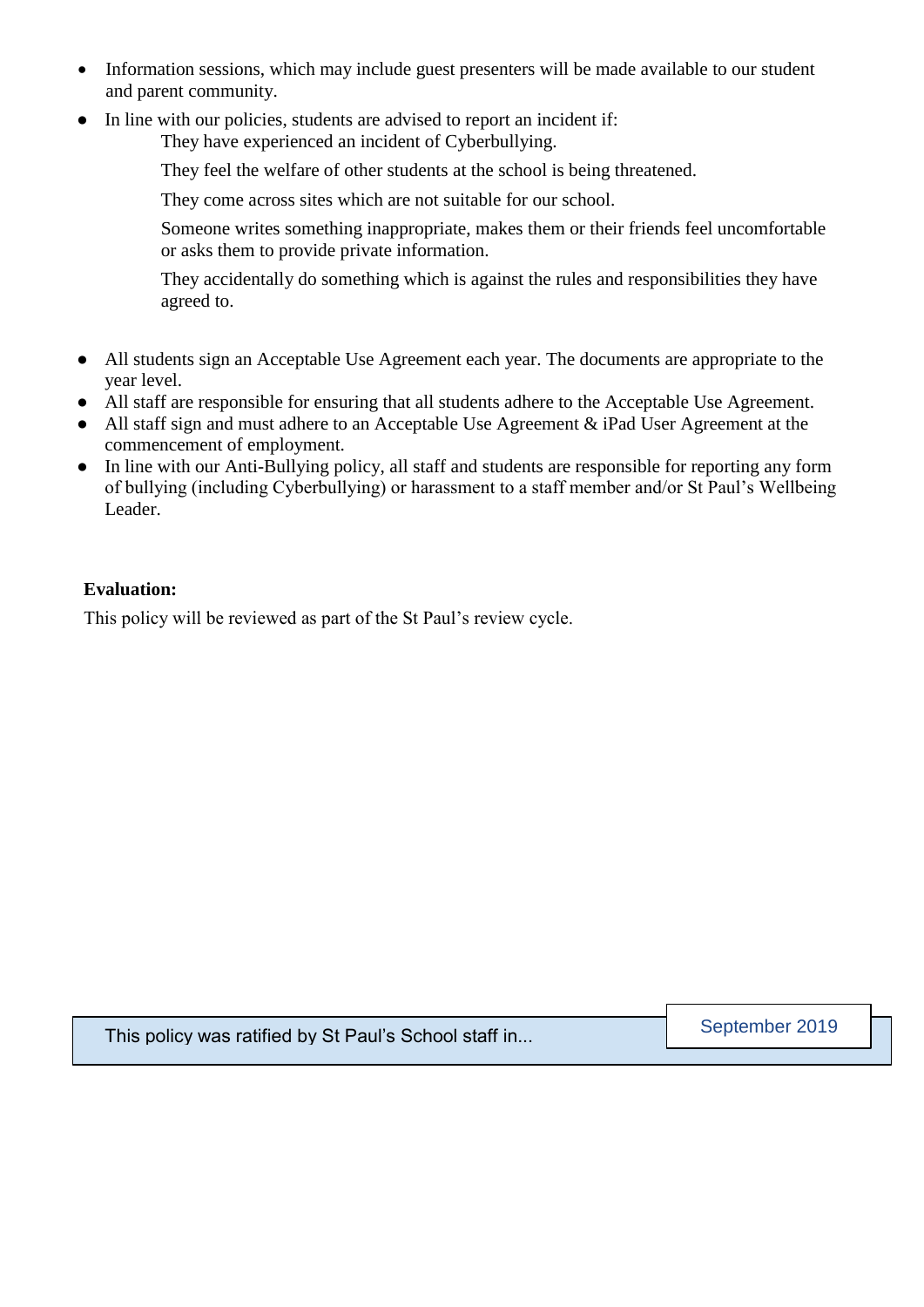- Information sessions, which may include guest presenters will be made available to our student and parent community.
- In line with our policies, students are advised to report an incident if:
  - They have experienced an incident of Cyberbullying.
  - They feel the welfare of other students at the school is being threatened.
  - They come across sites which are not suitable for our school.
  - Someone writes something inappropriate, makes them or their friends feel uncomfortable or asks them to provide private information.
  - They accidentally do something which is against the rules and responsibilities they have agreed to.

- All students sign an Acceptable Use Agreement each year. The documents are appropriate to the year level.
- All staff are responsible for ensuring that all students adhere to the Acceptable Use Agreement.
- All staff sign and must adhere to an Acceptable Use Agreement & iPad User Agreement at the commencement of employment.
- In line with our Anti-Bullying policy, all staff and students are responsible for reporting any form of bullying (including Cyberbullying) or harassment to a staff member and/or St Paul's Wellbeing Leader.

**Evaluation:**

This policy will be reviewed as part of the St Paul's review cycle.

| | |
|---|---|
| This policy was ratified by St Paul's School staff in... | September 2019 |